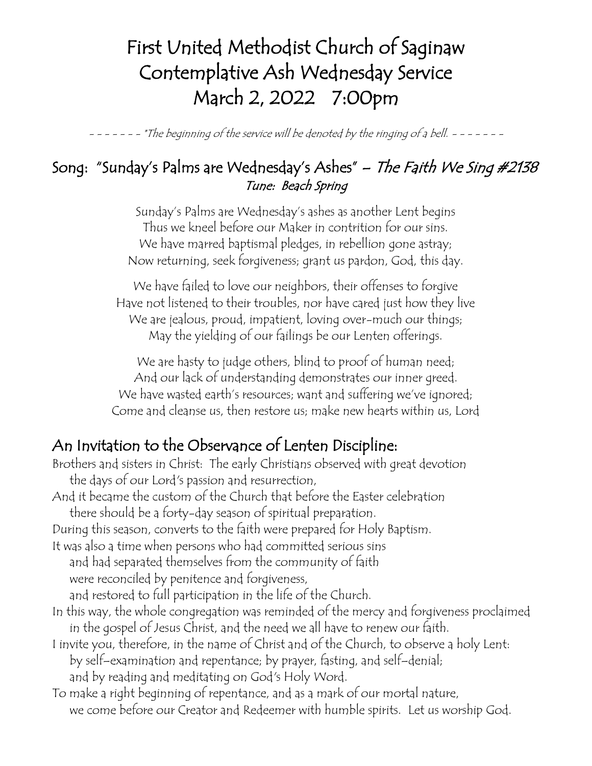# First United Methodist Church of Saginaw
# Contemplative Ash Wednesday Service
# March 2, 2022 7:00pm

*- - - - - - - \*The beginning of the service will be denoted by the ringing of a bell. - - - - - - -*

## Song: "Sunday's Palms are Wednesday's Ashes" – *The Faith We Sing #2138*

*Tune: Beach Spring*

Sunday's Palms are Wednesday's ashes as another Lent begins
Thus we kneel before our Maker in contrition for our sins.
We have marred baptismal pledges, in rebellion gone astray;
Now returning, seek forgiveness; grant us pardon, God, this day.

We have failed to love our neighbors, their offenses to forgive
Have not listened to their troubles, nor have cared just how they live
We are jealous, proud, impatient, loving over-much our things;
May the yielding of our failings be our Lenten offerings.

We are hasty to judge others, blind to proof of human need;
And our lack of understanding demonstrates our inner greed.
We have wasted earth's resources; want and suffering we've ignored;
Come and cleanse us, then restore us; make new hearts within us, Lord

## An Invitation to the Observance of Lenten Discipline:

Brothers and sisters in Christ: The early Christians observed with great devotion
the days of our Lord's passion and resurrection,
And it became the custom of the Church that before the Easter celebration
there should be a forty-day season of spiritual preparation.
During this season, converts to the faith were prepared for Holy Baptism.
It was also a time when persons who had committed serious sins
and had separated themselves from the community of faith
were reconciled by penitence and forgiveness,
and restored to full participation in the life of the Church.
In this way, the whole congregation was reminded of the mercy and forgiveness proclaimed
in the gospel of Jesus Christ, and the need we all have to renew our faith.
I invite you, therefore, in the name of Christ and of the Church, to observe a holy Lent:
by self-examination and repentance; by prayer, fasting, and self-denial;
and by reading and meditating on God's Holy Word.
To make a right beginning of repentance, and as a mark of our mortal nature,
we come before our Creator and Redeemer with humble spirits. Let us worship God.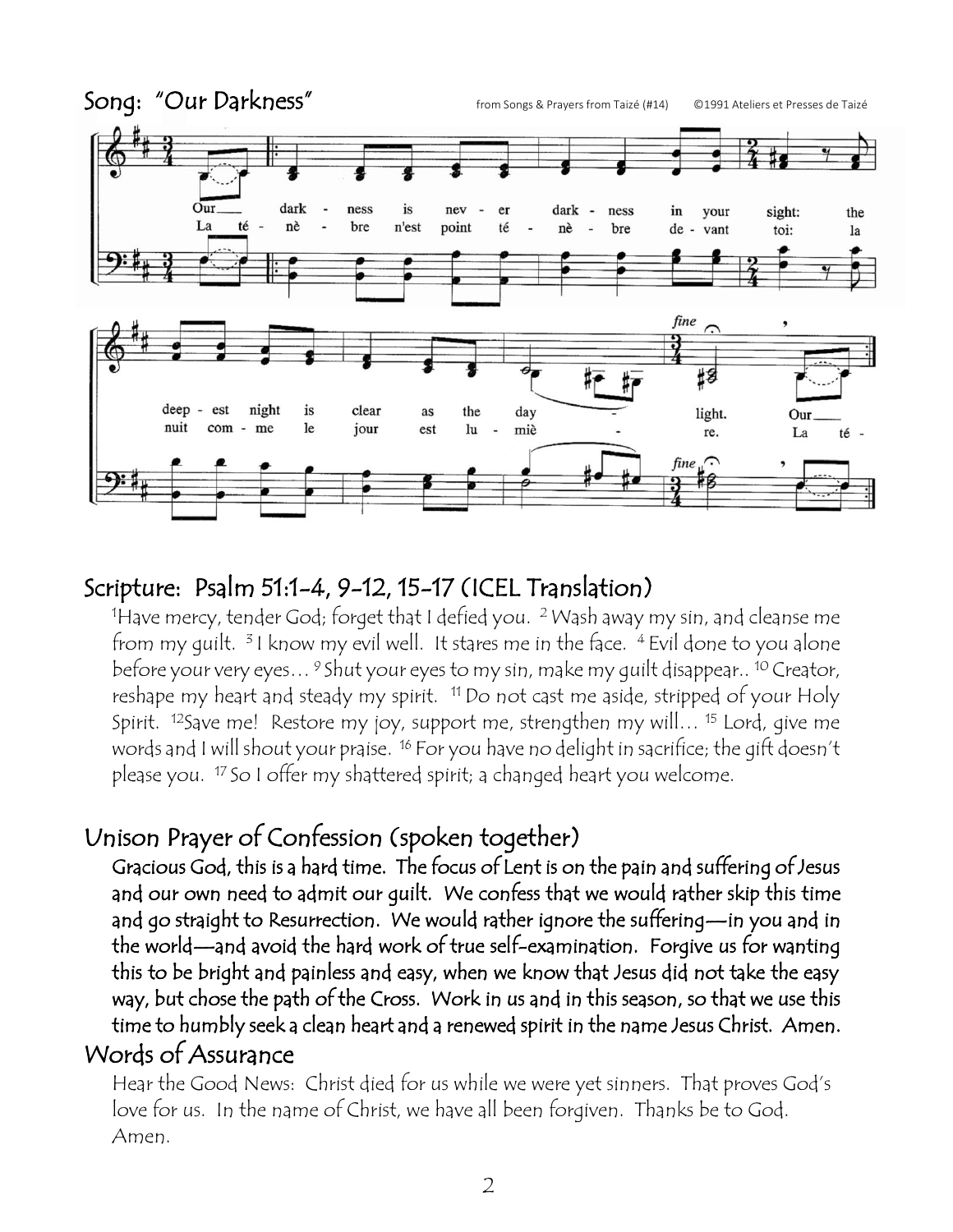## Song: "Our Darkness"

from Songs & Prayers from Taizé (#14) ©1991 Ateliers et Presses de Taizé

Our darkness is never darkness in your sight: the deepest night is clear as the daylight.

La ténèbre n'est point ténèbre devant toi: la nuit comme le jour est lumière.

## Scripture: Psalm 51:1-4, 9-12, 15-17 (ICEL Translation)

[1]Have mercy, tender God; forget that I defied you. [2] Wash away my sin, and cleanse me from my guilt. [3] I know my evil well. It stares me in the face. [4] Evil done to you alone before your very eyes… [9] Shut your eyes to my sin, make my guilt disappear.. [10] Creator, reshape my heart and steady my spirit. [11] Do not cast me aside, stripped of your Holy Spirit. [12]Save me! Restore my joy, support me, strengthen my will… [15] Lord, give me words and I will shout your praise. [16] For you have no delight in sacrifice; the gift doesn't please you. [17] So I offer my shattered spirit; a changed heart you welcome.

## Unison Prayer of Confession (spoken together)

**Gracious God, this is a hard time. The focus of Lent is on the pain and suffering of Jesus and our own need to admit our guilt. We confess that we would rather skip this time and go straight to Resurrection. We would rather ignore the suffering—in you and in the world—and avoid the hard work of true self-examination. Forgive us for wanting this to be bright and painless and easy, when we know that Jesus did not take the easy way, but chose the path of the Cross. Work in us and in this season, so that we use this time to humbly seek a clean heart and a renewed spirit in the name Jesus Christ. Amen.**

## Words of Assurance

Hear the Good News: Christ died for us while we were yet sinners. That proves God's love for us. In the name of Christ, we have all been forgiven. Thanks be to God. Amen.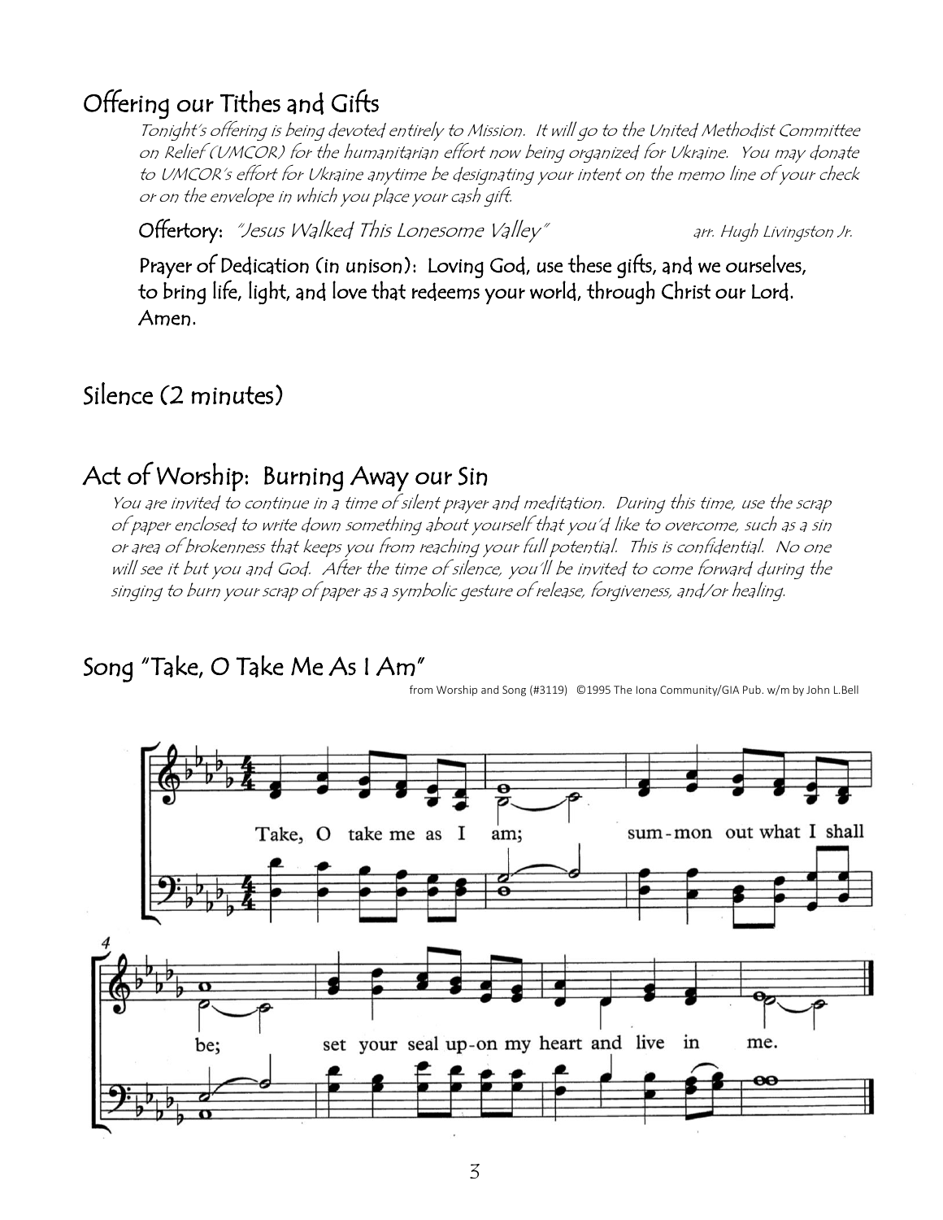## Offering our Tithes and Gifts

*Tonight's offering is being devoted entirely to Mission. It will go to the United Methodist Committee on Relief (UMCOR) for the humanitarian effort now being organized for Ukraine. You may donate to UMCOR's effort for Ukraine anytime be designating your intent on the memo line of your check or on the envelope in which you place your cash gift.*

**Offertory:** *"Jesus Walked This Lonesome Valley"* *arr. Hugh Livingston Jr.*

**Prayer of Dedication (in unison): Loving God, use these gifts, and we ourselves, to bring life, light, and love that redeems your world, through Christ our Lord. Amen.**

## Silence (2 minutes)

## Act of Worship: Burning Away our Sin

*You are invited to continue in a time of silent prayer and meditation. During this time, use the scrap of paper enclosed to write down something about yourself that you'd like to overcome, such as a sin or area of brokenness that keeps you from reaching your full potential. This is confidential. No one will see it but you and God. After the time of silence, you'll be invited to come forward during the singing to burn your scrap of paper as a symbolic gesture of release, forgiveness, and/or healing.*

## Song "Take, O Take Me As I Am"

from Worship and Song (#3119) ©1995 The Iona Community/GIA Pub. w/m by John L.Bell

Take, O take me as I am; summon out what I shall be; set your seal upon my heart and live in me.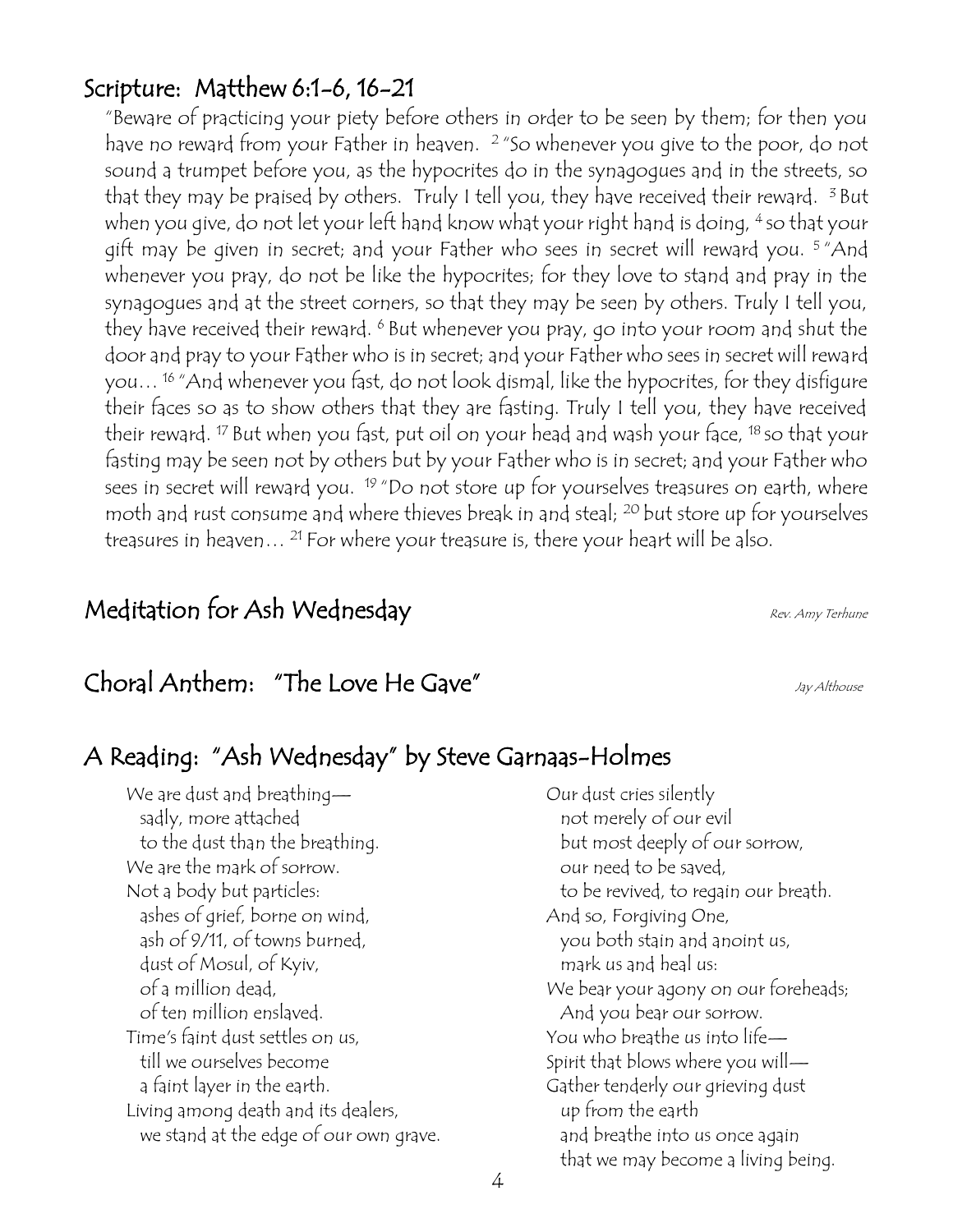## Scripture: Matthew 6:1-6, 16-21

"Beware of practicing your piety before others in order to be seen by them; for then you have no reward from your Father in heaven. [2] "So whenever you give to the poor, do not sound a trumpet before you, as the hypocrites do in the synagogues and in the streets, so that they may be praised by others. Truly I tell you, they have received their reward. [3] But when you give, do not let your left hand know what your right hand is doing, [4] so that your gift may be given in secret; and your Father who sees in secret will reward you. [5] "And whenever you pray, do not be like the hypocrites; for they love to stand and pray in the synagogues and at the street corners, so that they may be seen by others. Truly I tell you, they have received their reward. [6] But whenever you pray, go into your room and shut the door and pray to your Father who is in secret; and your Father who sees in secret will reward you… [16] "And whenever you fast, do not look dismal, like the hypocrites, for they disfigure their faces so as to show others that they are fasting. Truly I tell you, they have received their reward. [17] But when you fast, put oil on your head and wash your face, [18] so that your fasting may be seen not by others but by your Father who is in secret; and your Father who sees in secret will reward you. [19] "Do not store up for yourselves treasures on earth, where moth and rust consume and where thieves break in and steal; [20] but store up for yourselves treasures in heaven… [21] For where your treasure is, there your heart will be also.

## Meditation for Ash Wednesday

*Rev. Amy Terhune*

## Choral Anthem: "The Love He Gave"

*Jay Althouse*

## A Reading: "Ash Wednesday" by Steve Garnaas-Holmes

We are dust and breathing—
  sadly, more attached
  to the dust than the breathing.
We are the mark of sorrow.
Not a body but particles:
  ashes of grief, borne on wind,
  ash of 9/11, of towns burned,
  dust of Mosul, of Kyiv,
  of a million dead,
  of ten million enslaved.
Time's faint dust settles on us,
  till we ourselves become
  a faint layer in the earth.
Living among death and its dealers,
  we stand at the edge of our own grave.
Our dust cries silently
  not merely of our evil
  but most deeply of our sorrow,
  our need to be saved,
  to be revived, to regain our breath.
And so, Forgiving One,
  you both stain and anoint us,
  mark us and heal us:
We bear your agony on our foreheads;
  And you bear our sorrow.
You who breathe us into life—
Spirit that blows where you will—
Gather tenderly our grieving dust
  up from the earth
  and breathe into us once again
  that we may become a living being.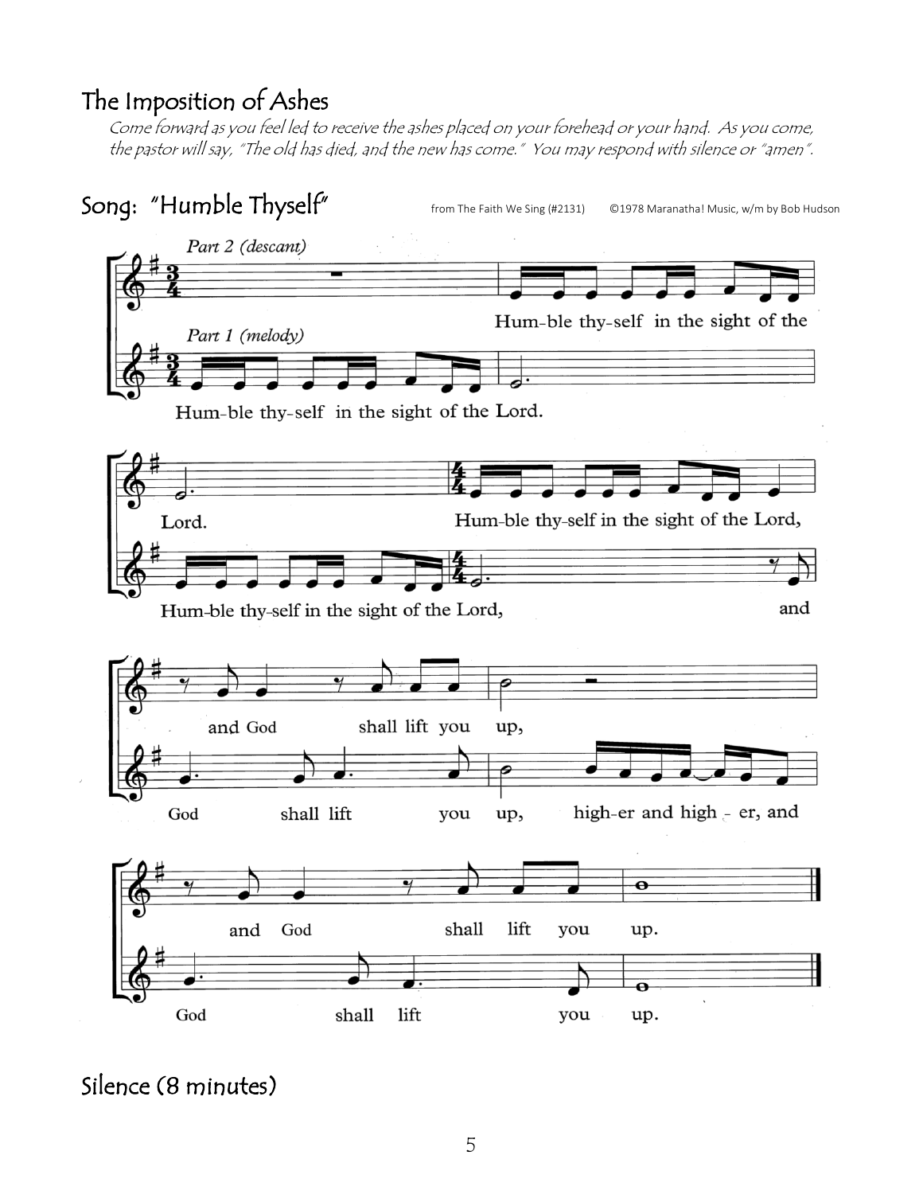## The Imposition of Ashes

*Come forward as you feel led to receive the ashes placed on your forehead or your hand. As you come, the pastor will say, "The old has died, and the new has come." You may respond with silence or "amen".*

## Song: "Humble Thyself"

from The Faith We Sing (#2131) ©1978 Maranatha! Music, w/m by Bob Hudson

Part 2 (descant)

Part 1 (melody)

Hum-ble thy-self in the sight of the Lord.

Hum-ble thy-self in the sight of the Lord,

and God shall lift you up,

God shall lift you up, high-er and high - er, and

and God shall lift you up.

God shall lift you up.

## Silence (8 minutes)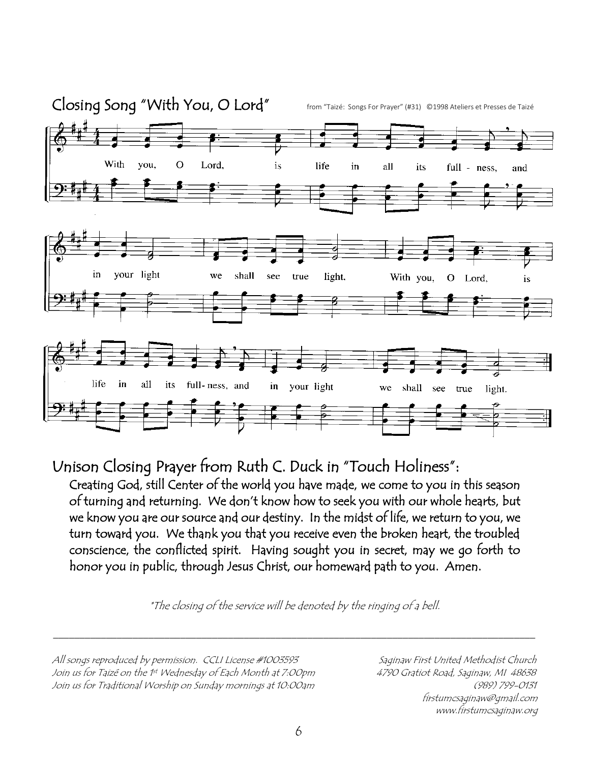## Closing Song "With You, O Lord"

from "Taizé: Songs For Prayer" (#31) ©1998 Ateliers et Presses de Taizé

With you, O Lord, is life in all its full - ness, and in your light we shall see true light. With you, O Lord, is life in all its full- ness, and in your light we shall see true light.

## Unison Closing Prayer from Ruth C. Duck in "Touch Holiness":

Creating God, still Center of the world you have made, we come to you in this season of turning and returning. We don't know how to seek you with our whole hearts, but we know you are our source and our destiny. In the midst of life, we return to you, we turn toward you. We thank you that you receive even the broken heart, the troubled conscience, the conflicted spirit. Having sought you in secret, may we go forth to honor you in public, through Jesus Christ, our homeward path to you. Amen.

*\*The closing of the service will be denoted by the ringing of a bell.*

---

*All songs reproduced by permission. CCLI License #1003593*
*Join us for Taizé on the 1st Wednesday of Each Month at 7:00pm*
*Join us for Traditional Worship on Sunday mornings at 10:00am*

*Saginaw First United Methodist Church*
*4790 Gratiot Road, Saginaw, MI 48638*
*(989) 799-0131*
*firstumcsaginaw@gmail.com*
*www.firstumcsaginaw.org*